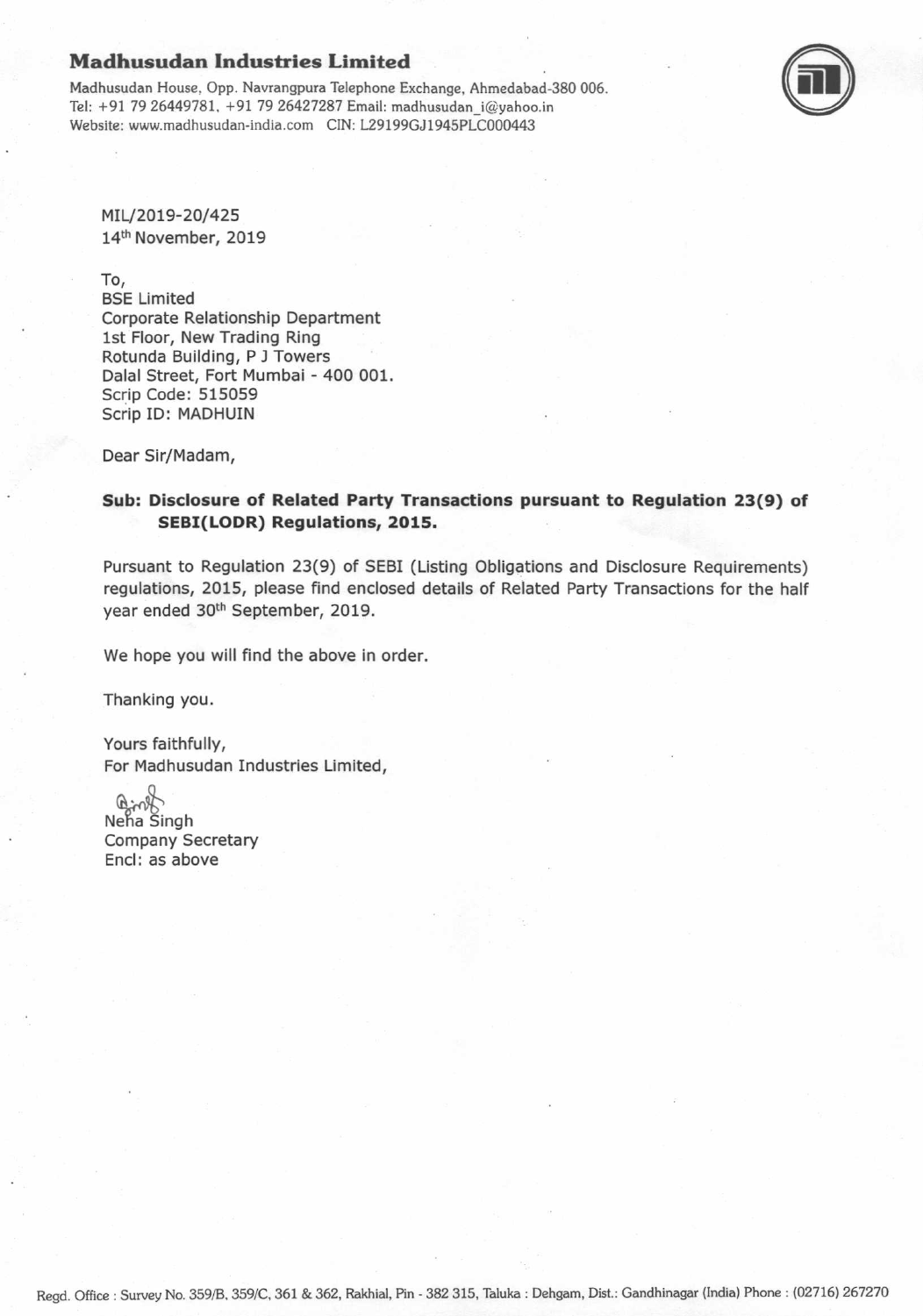# Madhusudan Industries Limited

Madhusudan House, Opp. Navrangpura Telephone Exchange, Ahmedabad-380 006.
Tel: +91 79 26449781, +91 79 26427287 Email: madhusudan_i@yahoo.in
Website: www.madhusudan-india.com CIN: L29199GJ1945PLC000443

MIL/2019-20/425
14th November, 2019

To,
BSE Limited
Corporate Relationship Department
1st Floor, New Trading Ring
Rotunda Building, P J Towers
Dalal Street, Fort Mumbai - 400 001.
Scrip Code: 515059
Scrip ID: MADHUIN

Dear Sir/Madam,

**Sub: Disclosure of Related Party Transactions pursuant to Regulation 23(9) of SEBI(LODR) Regulations, 2015.**

Pursuant to Regulation 23(9) of SEBI (Listing Obligations and Disclosure Requirements) regulations, 2015, please find enclosed details of Related Party Transactions for the half year ended 30th September, 2019.

We hope you will find the above in order.

Thanking you.

Yours faithfully,
For Madhusudan Industries Limited,

Neha Singh
Company Secretary
Encl: as above

Regd. Office : Survey No. 359/B, 359/C, 361 & 362, Rakhial, Pin - 382 315, Taluka : Dehgam, Dist.: Gandhinagar (India) Phone : (02716) 267270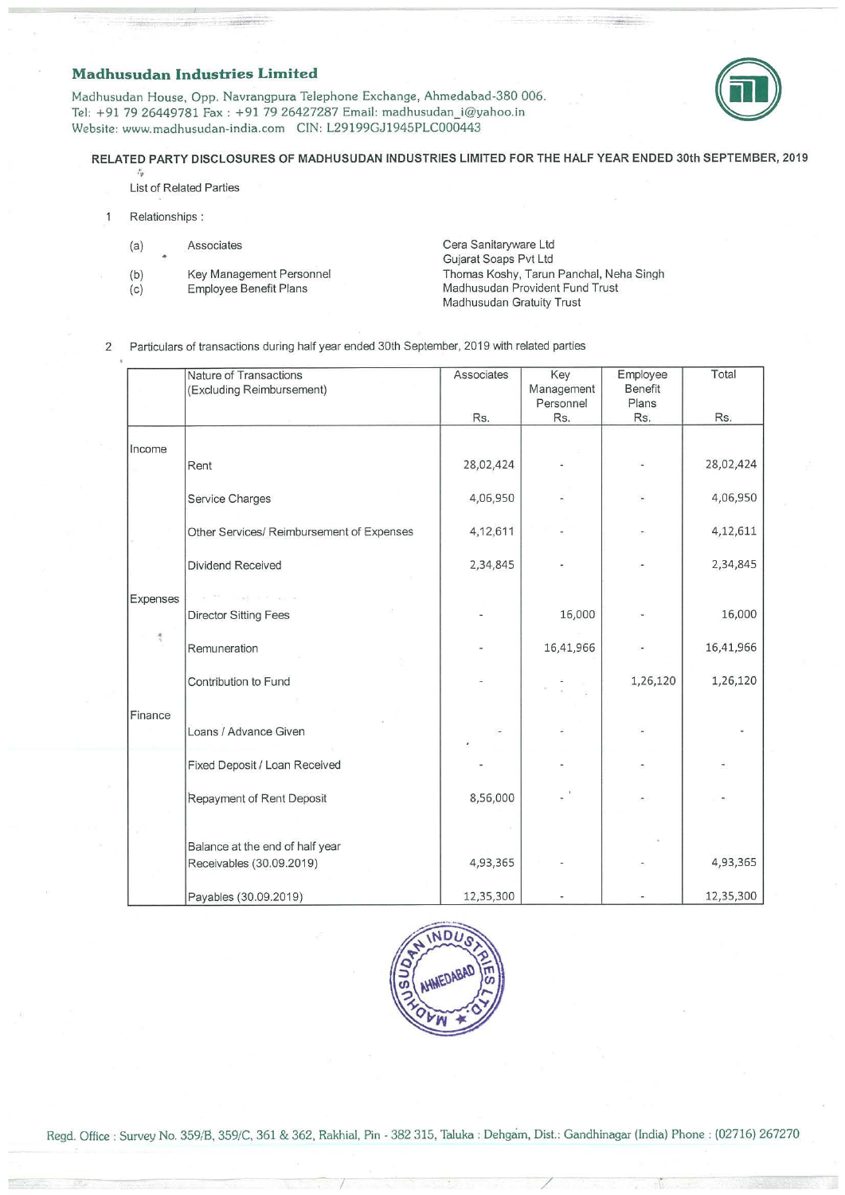**Madhusudan Industries Limited**

Madhusudan House, Opp. Navrangpura Telephone Exchange, Ahmedabad-380 006.
Tel: +91 79 26449781 Fax : +91 79 26427287 Email: madhusudan_i@yahoo.in
Website: www.madhusudan-india.com CIN: L29199GJ1945PLC000443

## RELATED PARTY DISCLOSURES OF MADHUSUDAN INDUSTRIES LIMITED FOR THE HALF YEAR ENDED 30th SEPTEMBER, 2019

List of Related Parties

1 Relationships :

| | | |
|---|---|---|
| (a) | Associates | Cera Sanitaryware Ltd<br>Gujarat Soaps Pvt Ltd |
| (b) | Key Management Personnel | Thomas Koshy, Tarun Panchal, Neha Singh |
| (c) | Employee Benefit Plans | Madhusudan Provident Fund Trust<br>Madhusudan Gratuity Trust |

2 Particulars of transactions during half year ended 30th September, 2019 with related parties

| | Nature of Transactions (Excluding Reimbursement) | Associates Rs. | Key Management Personnel Rs. | Employee Benefit Plans Rs. | Total Rs. |
|---|---|---|---|---|---|
| Income | | | | | |
| | Rent | 28,02,424 | - | - | 28,02,424 |
| | Service Charges | 4,06,950 | - | - | 4,06,950 |
| | Other Services/ Reimbursement of Expenses | 4,12,611 | - | - | 4,12,611 |
| | Dividend Received | 2,34,845 | - | - | 2,34,845 |
| Expenses | | | | | |
| | Director Sitting Fees | - | 16,000 | - | 16,000 |
| | Remuneration | - | 16,41,966 | - | 16,41,966 |
| | Contribution to Fund | - | - | 1,26,120 | 1,26,120 |
| Finance | | | | | |
| | Loans / Advance Given | - | - | - | - |
| | Fixed Deposit / Loan Received | - | - | - | - |
| | Repayment of Rent Deposit | 8,56,000 | - | - | - |
| | Balance at the end of half year Receivables (30.09.2019) | 4,93,365 | - | - | 4,93,365 |
| | Payables (30.09.2019) | 12,35,300 | - | - | 12,35,300 |

Regd. Office : Survey No. 359/B, 359/C, 361 & 362, Rakhial, Pin - 382 315, Taluka : Dehgam, Dist.: Gandhinagar (India) Phone : (02716) 267270